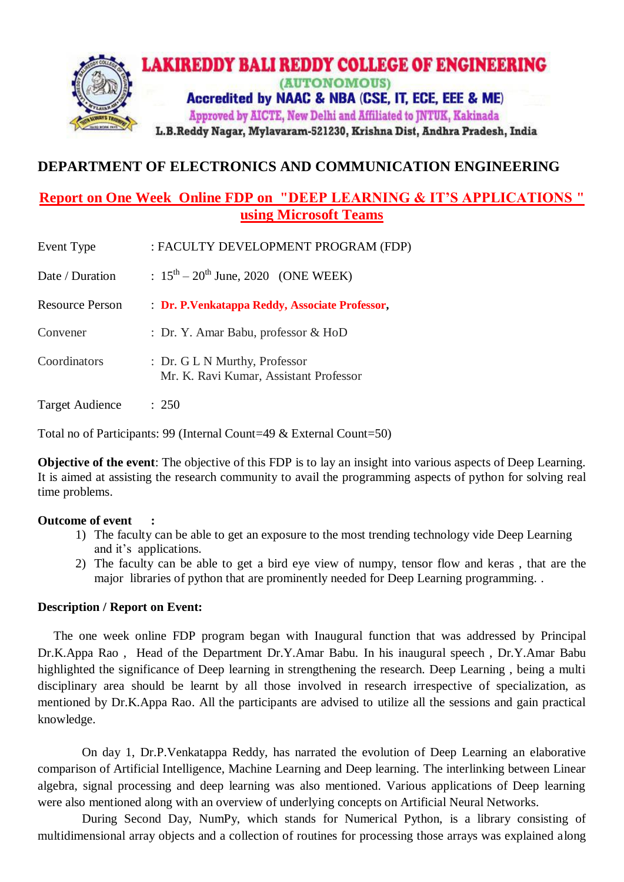# LAKIREDDY BALI REDDY COLLEGE OF ENGINEERING

(AUTONOMOUS)

Accredited by NAAC & NBA (CSE, IT, ECE, EEE & ME)

Approved by AICTE, New Delhi and Affiliated to JNTUK, Kakinada

L.B.Reddy Nagar, Mylavaram-521230, Krishna Dist, Andhra Pradesh, India

## DEPARTMENT OF ELECTRONICS AND COMMUNICATION ENGINEERING

## Report on One Week Online FDP on "DEEP LEARNING & IT'S APPLICATIONS " using Microsoft Teams

| | |
|---|---|
| Event Type | : FACULTY DEVELOPMENT PROGRAM (FDP) |
| Date / Duration | : 15th – 20th June, 2020 (ONE WEEK) |
| Resource Person | : **Dr. P.Venkatappa Reddy, Associate Professor**, |
| Convener | : Dr. Y. Amar Babu, professor & HoD |
| Coordinators | : Dr. G L N Murthy, Professor<br>Mr. K. Ravi Kumar, Assistant Professor |
| Target Audience | : 250 |

Total no of Participants: 99 (Internal Count=49 & External Count=50)

**Objective of the event**: The objective of this FDP is to lay an insight into various aspects of Deep Learning. It is aimed at assisting the research community to avail the programming aspects of python for solving real time problems.

**Outcome of event :**

1) The faculty can be able to get an exposure to the most trending technology vide Deep Learning and it's applications.
2) The faculty can be able to get a bird eye view of numpy, tensor flow and keras , that are the major libraries of python that are prominently needed for Deep Learning programming. .

**Description / Report on Event:**

The one week online FDP program began with Inaugural function that was addressed by Principal Dr.K.Appa Rao , Head of the Department Dr.Y.Amar Babu. In his inaugural speech , Dr.Y.Amar Babu highlighted the significance of Deep learning in strengthening the research. Deep Learning , being a multi disciplinary area should be learnt by all those involved in research irrespective of specialization, as mentioned by Dr.K.Appa Rao. All the participants are advised to utilize all the sessions and gain practical knowledge.

On day 1, Dr.P.Venkatappa Reddy, has narrated the evolution of Deep Learning an elaborative comparison of Artificial Intelligence, Machine Learning and Deep learning. The interlinking between Linear algebra, signal processing and deep learning was also mentioned. Various applications of Deep learning were also mentioned along with an overview of underlying concepts on Artificial Neural Networks.

During Second Day, NumPy, which stands for Numerical Python, is a library consisting of multidimensional array objects and a collection of routines for processing those arrays was explained along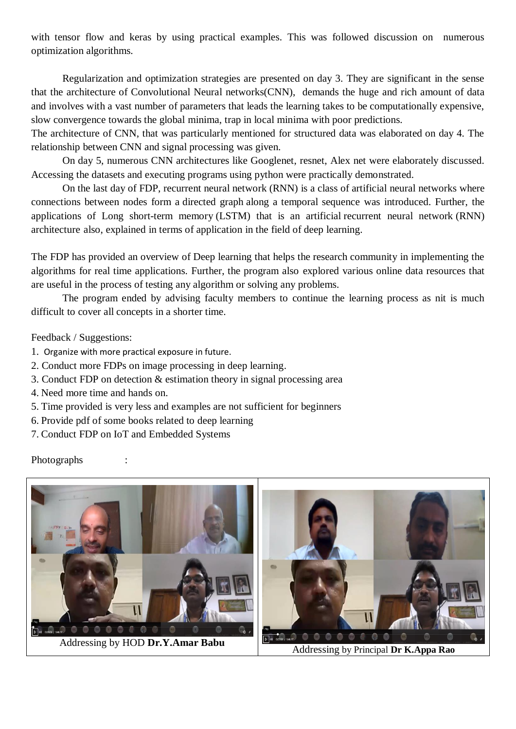with tensor flow and keras by using practical examples. This was followed discussion on numerous optimization algorithms.

Regularization and optimization strategies are presented on day 3. They are significant in the sense that the architecture of Convolutional Neural networks(CNN), demands the huge and rich amount of data and involves with a vast number of parameters that leads the learning takes to be computationally expensive, slow convergence towards the global minima, trap in local minima with poor predictions.

The architecture of CNN, that was particularly mentioned for structured data was elaborated on day 4. The relationship between CNN and signal processing was given.

On day 5, numerous CNN architectures like Googlenet, resnet, Alex net were elaborately discussed. Accessing the datasets and executing programs using python were practically demonstrated.

On the last day of FDP, recurrent neural network (RNN) is a class of artificial neural networks where connections between nodes form a directed graph along a temporal sequence was introduced. Further, the applications of Long short-term memory (LSTM) that is an artificial recurrent neural network (RNN) architecture also, explained in terms of application in the field of deep learning.

The FDP has provided an overview of Deep learning that helps the research community in implementing the algorithms for real time applications. Further, the program also explored various online data resources that are useful in the process of testing any algorithm or solving any problems.

The program ended by advising faculty members to continue the learning process as nit is much difficult to cover all concepts in a shorter time.

Feedback / Suggestions:

1. Organize with more practical exposure in future.
2. Conduct more FDPs on image processing in deep learning.
3. Conduct FDP on detection & estimation theory in signal processing area
4. Need more time and hands on.
5. Time provided is very less and examples are not sufficient for beginners
6. Provide pdf of some books related to deep learning
7. Conduct FDP on IoT and Embedded Systems

Photographs :

| Addressing by HOD **Dr.Y.Amar Babu** | Addressing by Principal **Dr K.Appa Rao** |
| --- | --- |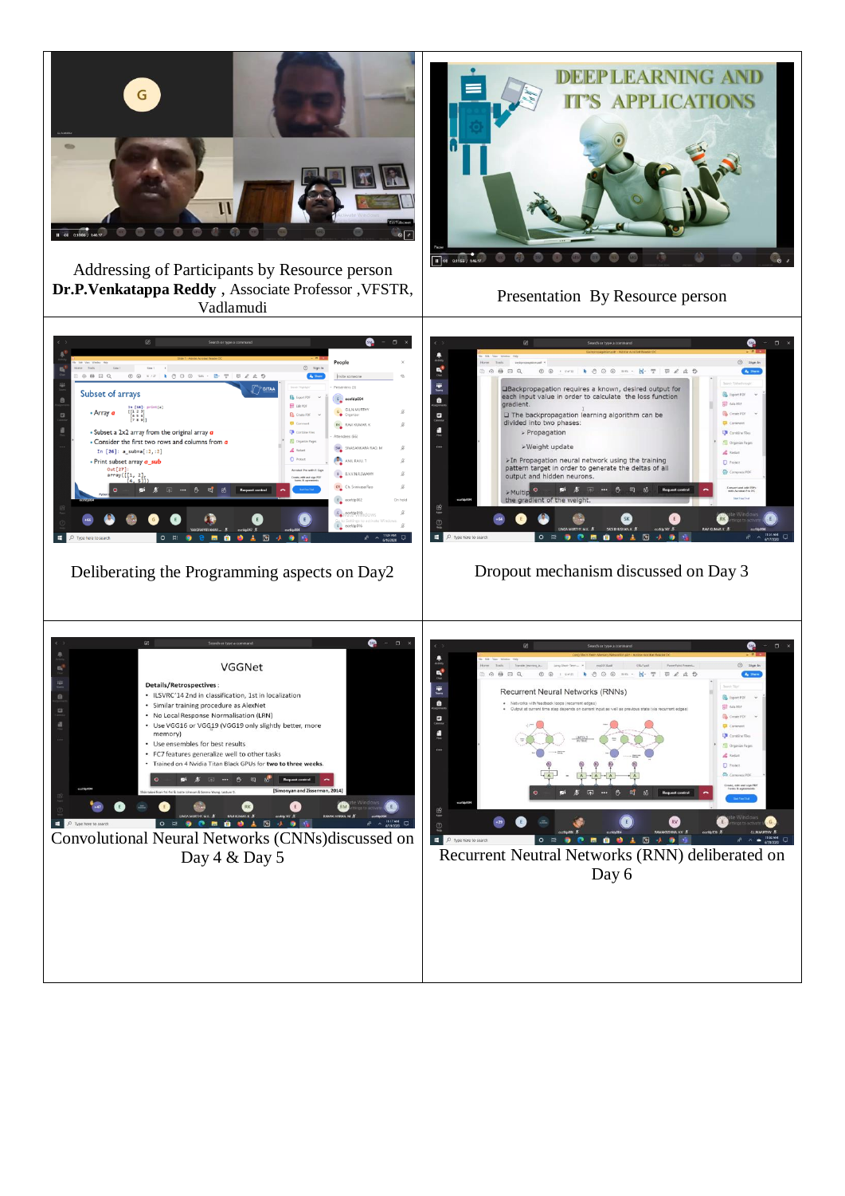| | |
|---|---|
| Addressing of Participants by Resource person **Dr.P.Venkatappa Reddy** , Associate Professor ,VFSTR, Vadlamudi | Presentation By Resource person |
| Deliberating the Programming aspects on Day2 | Dropout mechanism discussed on Day 3 |
| Convolutional Neural Networks (CNNs)discussed on Day 4 & Day 5 | Recurrent Neutral Networks (RNN) deliberated on Day 6 |